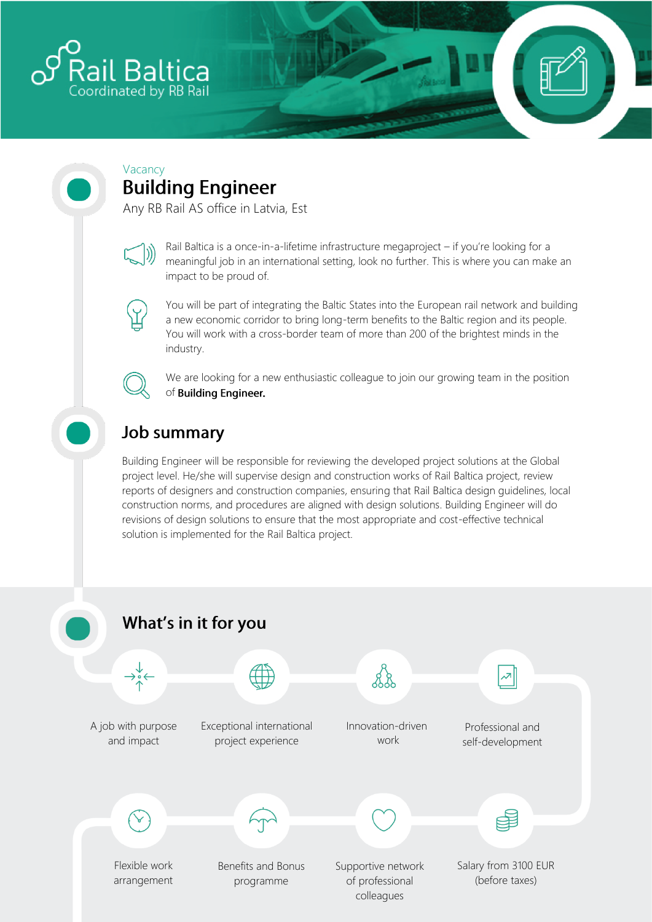Rail Baltica
Coordinated by RB Rail

Vacancy

# Building Engineer

Any RB Rail AS office in Latvia, Est

Rail Baltica is a once-in-a-lifetime infrastructure megaproject – if you're looking for a meaningful job in an international setting, look no further. This is where you can make an impact to be proud of.

You will be part of integrating the Baltic States into the European rail network and building a new economic corridor to bring long-term benefits to the Baltic region and its people. You will work with a cross-border team of more than 200 of the brightest minds in the industry.

We are looking for a new enthusiastic colleague to join our growing team in the position of **Building Engineer.**

## Job summary

Building Engineer will be responsible for reviewing the developed project solutions at the Global project level. He/she will supervise design and construction works of Rail Baltica project, review reports of designers and construction companies, ensuring that Rail Baltica design guidelines, local construction norms, and procedures are aligned with design solutions. Building Engineer will do revisions of design solutions to ensure that the most appropriate and cost-effective technical solution is implemented for the Rail Baltica project.

## What's in it for you

- A job with purpose and impact
- Exceptional international project experience
- Innovation-driven work
- Professional and self-development
- Flexible work arrangement
- Benefits and Bonus programme
- Supportive network of professional colleagues
- Salary from 3100 EUR (before taxes)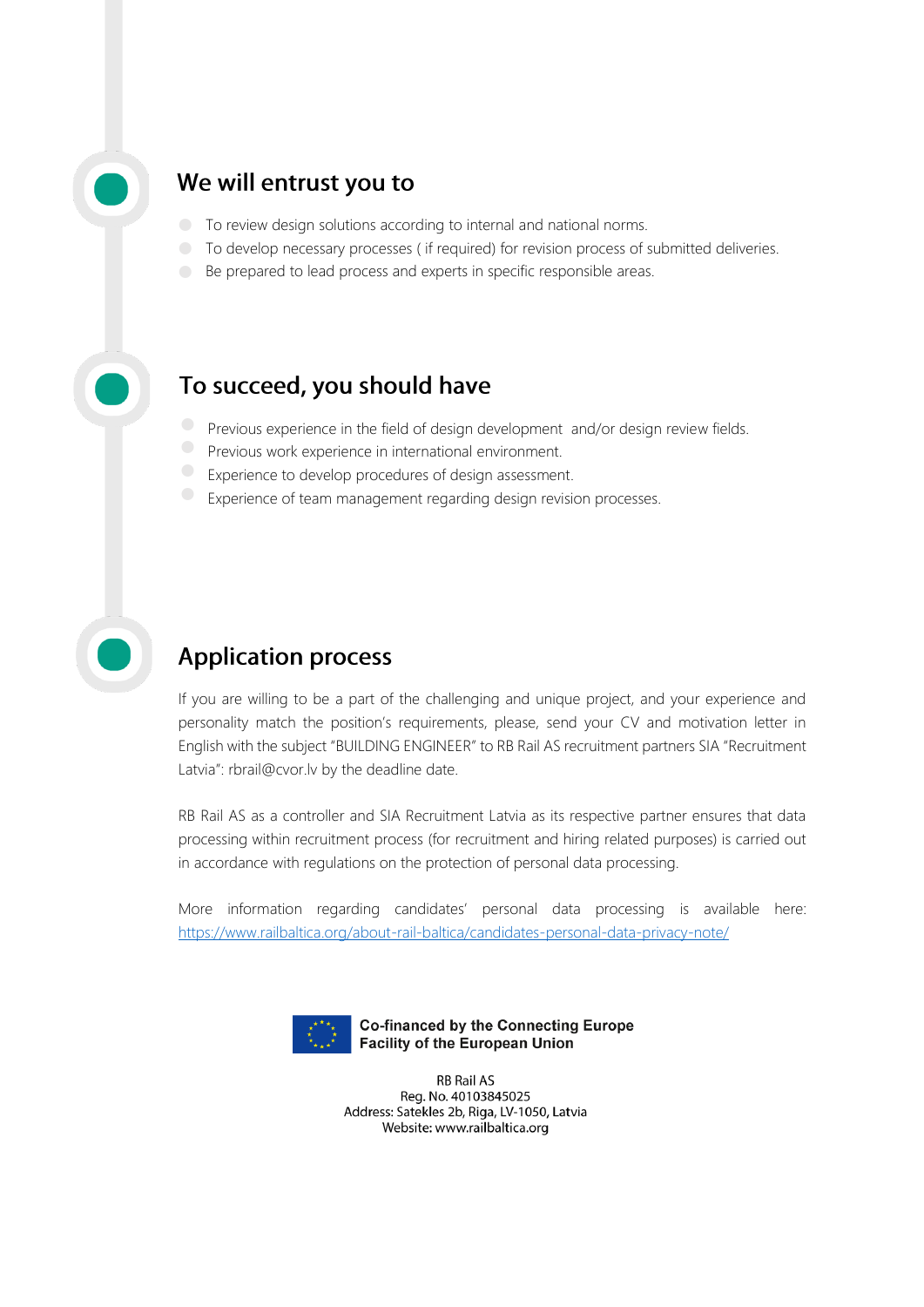## We will entrust you to

- To review design solutions according to internal and national norms.
- To develop necessary processes ( if required) for revision process of submitted deliveries.
- Be prepared to lead process and experts in specific responsible areas.

## To succeed, you should have

- Previous experience in the field of design development and/or design review fields.
- Previous work experience in international environment.
- Experience to develop procedures of design assessment.
- Experience of team management regarding design revision processes.

## Application process

If you are willing to be a part of the challenging and unique project, and your experience and personality match the position's requirements, please, send your CV and motivation letter in English with the subject "BUILDING ENGINEER" to RB Rail AS recruitment partners SIA "Recruitment Latvia": rbrail@cvor.lv by the deadline date.

RB Rail AS as a controller and SIA Recruitment Latvia as its respective partner ensures that data processing within recruitment process (for recruitment and hiring related purposes) is carried out in accordance with regulations on the protection of personal data processing.

More information regarding candidates' personal data processing is available here: https://www.railbaltica.org/about-rail-baltica/candidates-personal-data-privacy-note/

**Co-financed by the Connecting Europe Facility of the European Union**

RB Rail AS
Reg. No. 40103845025
Address: Satekles 2b, Riga, LV-1050, Latvia
Website: www.railbaltica.org